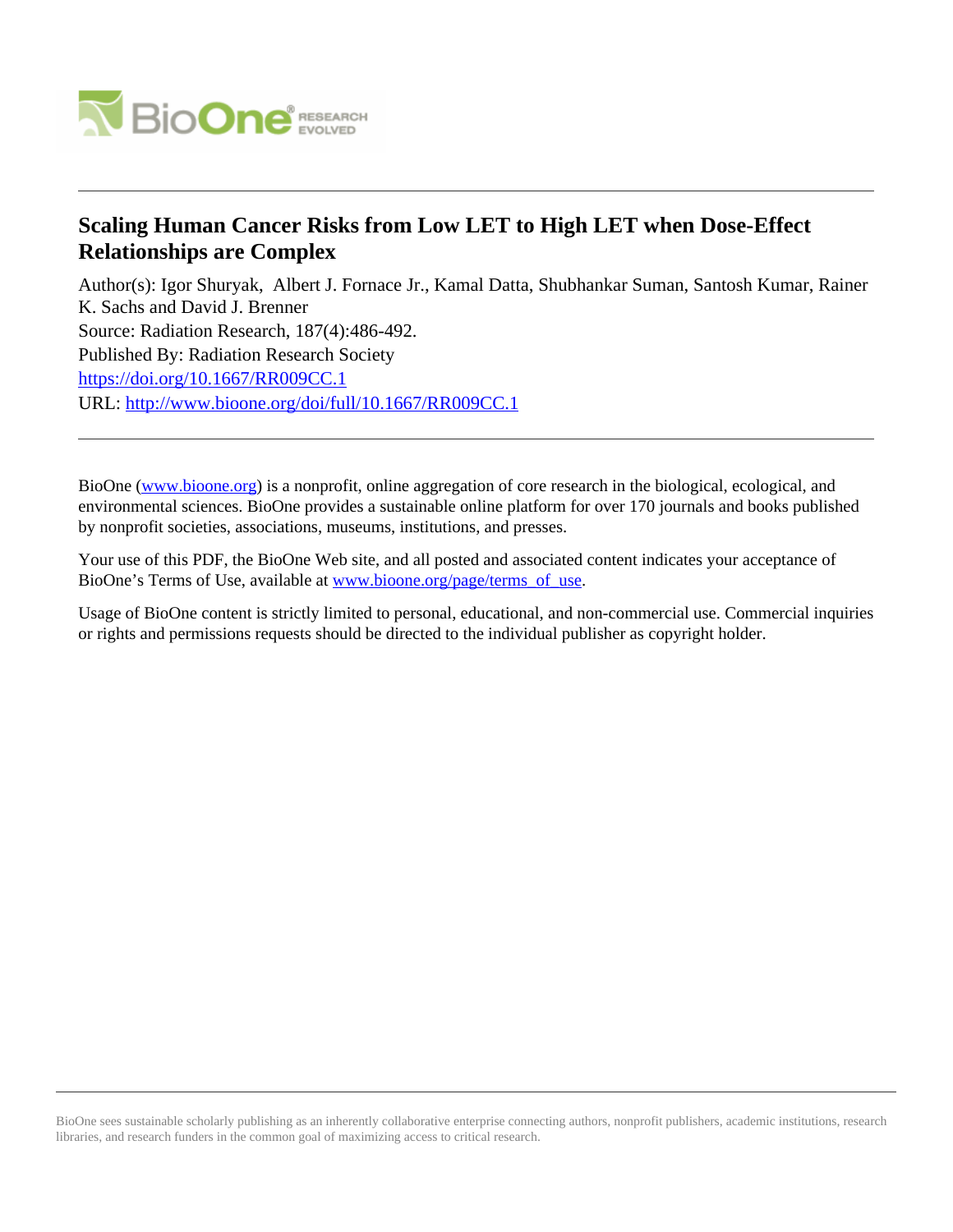# Scaling Human Cancer Risks from Low LET to High LET when Dose-Effect Relationships are Complex

Author(s): Igor Shuryak, Albert J. Fornace Jr., Kamal Datta, Shubhankar Suman, Santosh Kumar, Rainer K. Sachs and David J. Brenner

Source: Radiation Research, 187(4):486-492.

Published By: Radiation Research Society

https://doi.org/10.1667/RR009CC.1

URL: http://www.bioone.org/doi/full/10.1667/RR009CC.1

---

BioOne (www.bioone.org) is a nonprofit, online aggregation of core research in the biological, ecological, and environmental sciences. BioOne provides a sustainable online platform for over 170 journals and books published by nonprofit societies, associations, museums, institutions, and presses.

Your use of this PDF, the BioOne Web site, and all posted and associated content indicates your acceptance of BioOne's Terms of Use, available at www.bioone.org/page/terms_of_use.

Usage of BioOne content is strictly limited to personal, educational, and non-commercial use. Commercial inquiries or rights and permissions requests should be directed to the individual publisher as copyright holder.

---

BioOne sees sustainable scholarly publishing as an inherently collaborative enterprise connecting authors, nonprofit publishers, academic institutions, research libraries, and research funders in the common goal of maximizing access to critical research.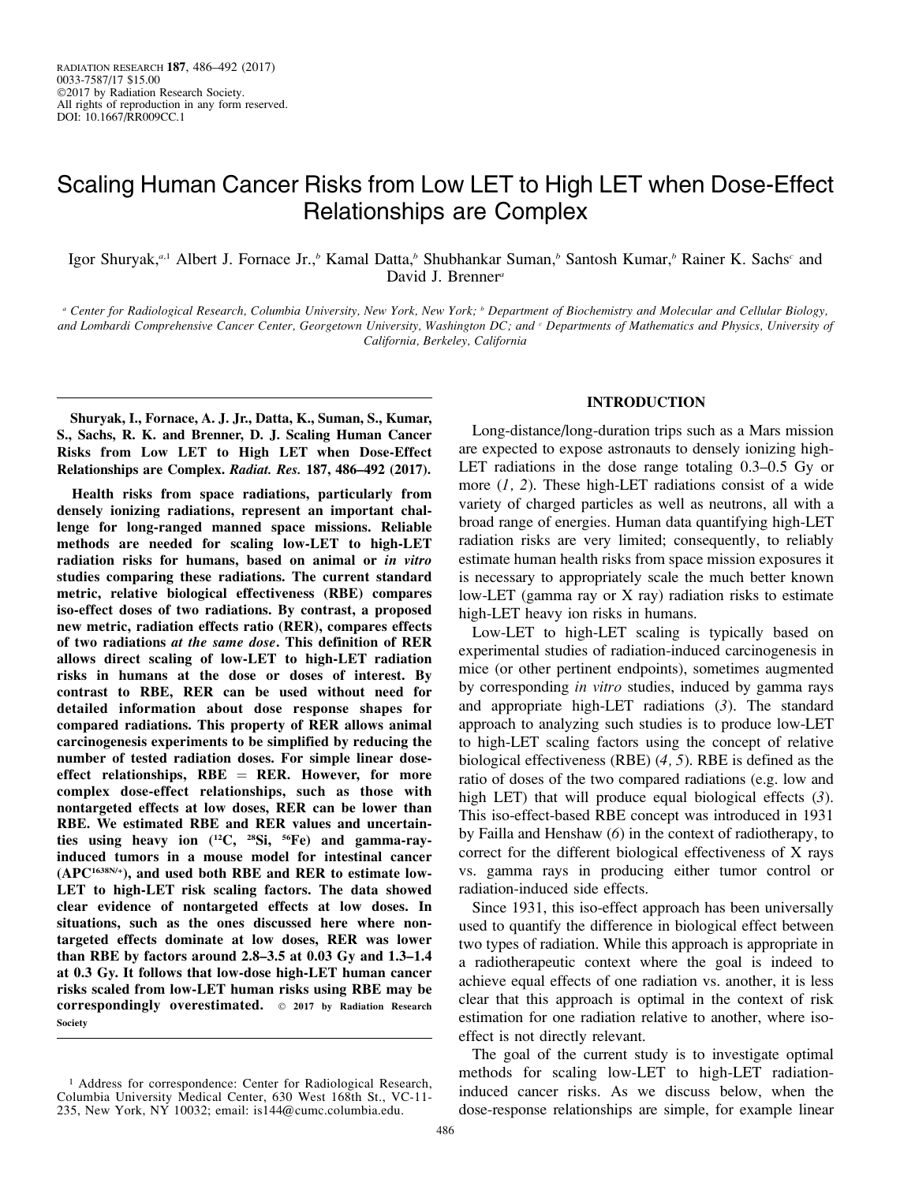# Scaling Human Cancer Risks from Low LET to High LET when Dose-Effect Relationships are Complex

Igor Shuryak,[a,1] Albert J. Fornace Jr.,[b] Kamal Datta,[b] Shubhankar Suman,[b] Santosh Kumar,[b] Rainer K. Sachs[c] and David J. Brenner[a]

[a] Center for Radiological Research, Columbia University, New York, New York; [b] Department of Biochemistry and Molecular and Cellular Biology, and Lombardi Comprehensive Cancer Center, Georgetown University, Washington DC; and [c] Departments of Mathematics and Physics, University of California, Berkeley, California

**Shuryak, I., Fornace, A. J. Jr., Datta, K., Suman, S., Kumar, S., Sachs, R. K. and Brenner, D. J. Scaling Human Cancer Risks from Low LET to High LET when Dose-Effect Relationships are Complex. *Radiat. Res.* 187, 486–492 (2017).**

**Health risks from space radiations, particularly from densely ionizing radiations, represent an important challenge for long-ranged manned space missions. Reliable methods are needed for scaling low-LET to high-LET radiation risks for humans, based on animal or *in vitro* studies comparing these radiations. The current standard metric, relative biological effectiveness (RBE) compares iso-effect doses of two radiations. By contrast, a proposed new metric, radiation effects ratio (RER), compares effects of two radiations *at the same dose*. This definition of RER allows direct scaling of low-LET to high-LET radiation risks in humans at the dose or doses of interest. By contrast to RBE, RER can be used without need for detailed information about dose response shapes for compared radiations. This property of RER allows animal carcinogenesis experiments to be simplified by reducing the number of tested radiation doses. For simple linear dose-effect relationships, RBE = RER. However, for more complex dose-effect relationships, such as those with nontargeted effects at low doses, RER can be lower than RBE. We estimated RBE and RER values and uncertainties using heavy ion ($^{12}$C, $^{28}$Si, $^{56}$Fe) and gamma-ray-induced tumors in a mouse model for intestinal cancer (APC$^{1638N/+}$), and used both RBE and RER to estimate low-LET to high-LET risk scaling factors. The data showed clear evidence of nontargeted effects at low doses. In situations, such as the ones discussed here where nontargeted effects dominate at low doses, RER was lower than RBE by factors around 2.8–3.5 at 0.03 Gy and 1.3–1.4 at 0.3 Gy. It follows that low-dose high-LET human cancer risks scaled from low-LET human risks using RBE may be correspondingly overestimated.** © 2017 by Radiation Research Society

## INTRODUCTION

Long-distance/long-duration trips such as a Mars mission are expected to expose astronauts to densely ionizing high-LET radiations in the dose range totaling 0.3–0.5 Gy or more (*1, 2*). These high-LET radiations consist of a wide variety of charged particles as well as neutrons, all with a broad range of energies. Human data quantifying high-LET radiation risks are very limited; consequently, to reliably estimate human health risks from space mission exposures it is necessary to appropriately scale the much better known low-LET (gamma ray or X ray) radiation risks to estimate high-LET heavy ion risks in humans.

Low-LET to high-LET scaling is typically based on experimental studies of radiation-induced carcinogenesis in mice (or other pertinent endpoints), sometimes augmented by corresponding *in vitro* studies, induced by gamma rays and appropriate high-LET radiations (*3*). The standard approach to analyzing such studies is to produce low-LET to high-LET scaling factors using the concept of relative biological effectiveness (RBE) (*4, 5*). RBE is defined as the ratio of doses of the two compared radiations (e.g. low and high LET) that will produce equal biological effects (*3*). This iso-effect-based RBE concept was introduced in 1931 by Failla and Henshaw (*6*) in the context of radiotherapy, to correct for the different biological effectiveness of X rays vs. gamma rays in producing either tumor control or radiation-induced side effects.

Since 1931, this iso-effect approach has been universally used to quantify the difference in biological effect between two types of radiation. While this approach is appropriate in a radiotherapeutic context where the goal is indeed to achieve equal effects of one radiation vs. another, it is less clear that this approach is optimal in the context of risk estimation for one radiation relative to another, where iso-effect is not directly relevant.

The goal of the current study is to investigate optimal methods for scaling low-LET to high-LET radiation-induced cancer risks. As we discuss below, when the dose-response relationships are simple, for example linear

[1] Address for correspondence: Center for Radiological Research, Columbia University Medical Center, 630 West 168th St., VC-11-235, New York, NY 10032; email: is144@cumc.columbia.edu.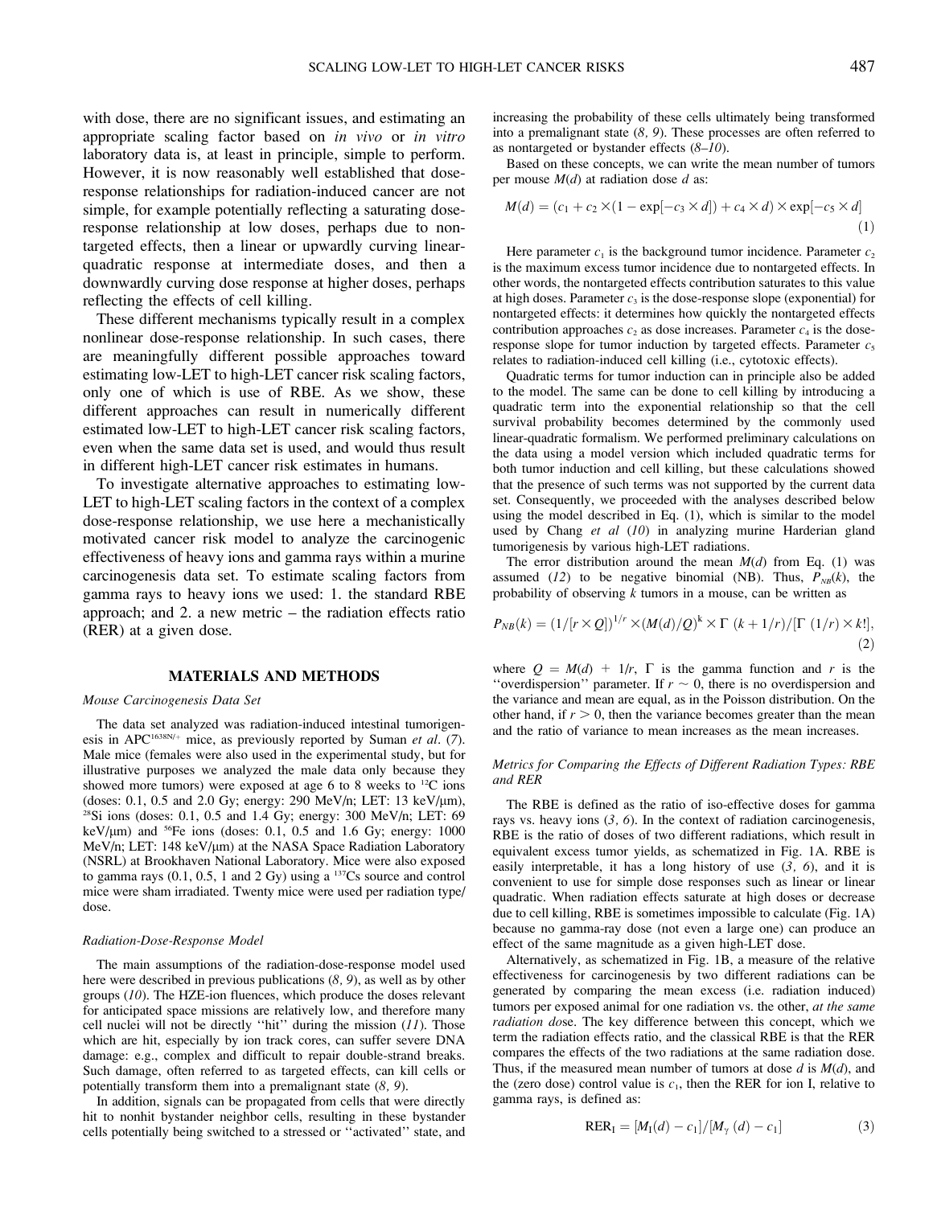with dose, there are no significant issues, and estimating an appropriate scaling factor based on *in vivo* or *in vitro* laboratory data is, at least in principle, simple to perform. However, it is now reasonably well established that dose-response relationships for radiation-induced cancer are not simple, for example potentially reflecting a saturating dose-response relationship at low doses, perhaps due to non-targeted effects, then a linear or upwardly curving linear-quadratic response at intermediate doses, and then a downwardly curving dose response at higher doses, perhaps reflecting the effects of cell killing.

These different mechanisms typically result in a complex nonlinear dose-response relationship. In such cases, there are meaningfully different possible approaches toward estimating low-LET to high-LET cancer risk scaling factors, only one of which is use of RBE. As we show, these different approaches can result in numerically different estimated low-LET to high-LET cancer risk scaling factors, even when the same data set is used, and would thus result in different high-LET cancer risk estimates in humans.

To investigate alternative approaches to estimating low-LET to high-LET scaling factors in the context of a complex dose-response relationship, we use here a mechanistically motivated cancer risk model to analyze the carcinogenic effectiveness of heavy ions and gamma rays within a murine carcinogenesis data set. To estimate scaling factors from gamma rays to heavy ions we used: 1. the standard RBE approach; and 2. a new metric – the radiation effects ratio (RER) at a given dose.

## MATERIALS AND METHODS

### *Mouse Carcinogenesis Data Set*

The data set analyzed was radiation-induced intestinal tumorigenesis in $APC^{1638N/+}$ mice, as previously reported by Suman *et al*. (*7*). Male mice (females were also used in the experimental study, but for illustrative purposes we analyzed the male data only because they showed more tumors) were exposed at age 6 to 8 weeks to $^{12}$C ions (doses: 0.1, 0.5 and 2.0 Gy; energy: 290 MeV/n; LET: 13 keV/μm), $^{28}$Si ions (doses: 0.1, 0.5 and 1.4 Gy; energy: 300 MeV/n; LET: 69 keV/μm) and $^{56}$Fe ions (doses: 0.1, 0.5 and 1.6 Gy; energy: 1000 MeV/n; LET: 148 keV/μm) at the NASA Space Radiation Laboratory (NSRL) at Brookhaven National Laboratory. Mice were also exposed to gamma rays (0.1, 0.5, 1 and 2 Gy) using a $^{137}$Cs source and control mice were sham irradiated. Twenty mice were used per radiation type/dose.

### *Radiation-Dose-Response Model*

The main assumptions of the radiation-dose-response model used here were described in previous publications (*8, 9*), as well as by other groups (*10*). The HZE-ion fluences, which produce the doses relevant for anticipated space missions are relatively low, and therefore many cell nuclei will not be directly "hit" during the mission (*11*). Those which are hit, especially by ion track cores, can suffer severe DNA damage: e.g., complex and difficult to repair double-strand breaks. Such damage, often referred to as targeted effects, can kill cells or potentially transform them into a premalignant state (*8, 9*).

In addition, signals can be propagated from cells that were directly hit to nonhit bystander neighbor cells, resulting in these bystander cells potentially being switched to a stressed or "activated" state, and increasing the probability of these cells ultimately being transformed into a premalignant state (*8, 9*). These processes are often referred to as nontargeted or bystander effects (*8–10*).

Based on these concepts, we can write the mean number of tumors per mouse $M(d)$ at radiation dose $d$ as:

$$M(d) = (c_1 + c_2 \times (1 - \exp[-c_3 \times d]) + c_4 \times d) \times \exp[-c_5 \times d] \quad (1)$$

Here parameter $c_1$ is the background tumor incidence. Parameter $c_2$ is the maximum excess tumor incidence due to nontargeted effects. In other words, the nontargeted effects contribution saturates to this value at high doses. Parameter $c_3$ is the dose-response slope (exponential) for nontargeted effects: it determines how quickly the nontargeted effects contribution approaches $c_2$ as dose increases. Parameter $c_4$ is the dose-response slope for tumor induction by targeted effects. Parameter $c_5$ relates to radiation-induced cell killing (i.e., cytotoxic effects).

Quadratic terms for tumor induction can in principle also be added to the model. The same can be done to cell killing by introducing a quadratic term into the exponential relationship so that the cell survival probability becomes determined by the commonly used linear-quadratic formalism. We performed preliminary calculations on the data using a model version which included quadratic terms for both tumor induction and cell killing, but these calculations showed that the presence of such terms was not supported by the current data set. Consequently, we proceeded with the analyses described below using the model described in Eq. (1), which is similar to the model used by Chang *et al* (*10*) in analyzing murine Harderian gland tumorigenesis by various high-LET radiations.

The error distribution around the mean $M(d)$ from Eq. (1) was assumed (*12*) to be negative binomial (NB). Thus, $P_{NB}(k)$, the probability of observing $k$ tumors in a mouse, can be written as

$$P_{NB}(k) = (1/[r \times Q])^{1/r} \times (M(d)/Q)^{k} \times \Gamma\ (k + 1/r)/[\Gamma\ (1/r) \times k!], \quad (2)$$

where $Q = M(d) + 1/r$, $\Gamma$ is the gamma function and $r$ is the "overdispersion" parameter. If $r \sim 0$, there is no overdispersion and the variance and mean are equal, as in the Poisson distribution. On the other hand, if $r > 0$, then the variance becomes greater than the mean and the ratio of variance to mean increases as the mean increases.

### *Metrics for Comparing the Effects of Different Radiation Types: RBE and RER*

The RBE is defined as the ratio of iso-effective doses for gamma rays vs. heavy ions (*3, 6*). In the context of radiation carcinogenesis, RBE is the ratio of doses of two different radiations, which result in equivalent excess tumor yields, as schematized in Fig. 1A. RBE is easily interpretable, it has a long history of use (*3, 6*), and it is convenient to use for simple dose responses such as linear or linear quadratic. When radiation effects saturate at high doses or decrease due to cell killing, RBE is sometimes impossible to calculate (Fig. 1A) because no gamma-ray dose (not even a large one) can produce an effect of the same magnitude as a given high-LET dose.

Alternatively, as schematized in Fig. 1B, a measure of the relative effectiveness for carcinogenesis by two different radiations can be generated by comparing the mean excess (i.e. radiation induced) tumors per exposed animal for one radiation vs. the other, *at the same radiation dos*e. The key difference between this concept, which we term the radiation effects ratio, and the classical RBE is that the RER compares the effects of the two radiations at the same radiation dose. Thus, if the measured mean number of tumors at dose $d$ is $M(d)$, and the (zero dose) control value is $c_1$, then the RER for ion I, relative to gamma rays, is defined as:

$$\text{RER}_{\text{I}} = [M_{\text{I}}(d) - c_1]/[M_{\gamma}\ (d) - c_1] \quad (3)$$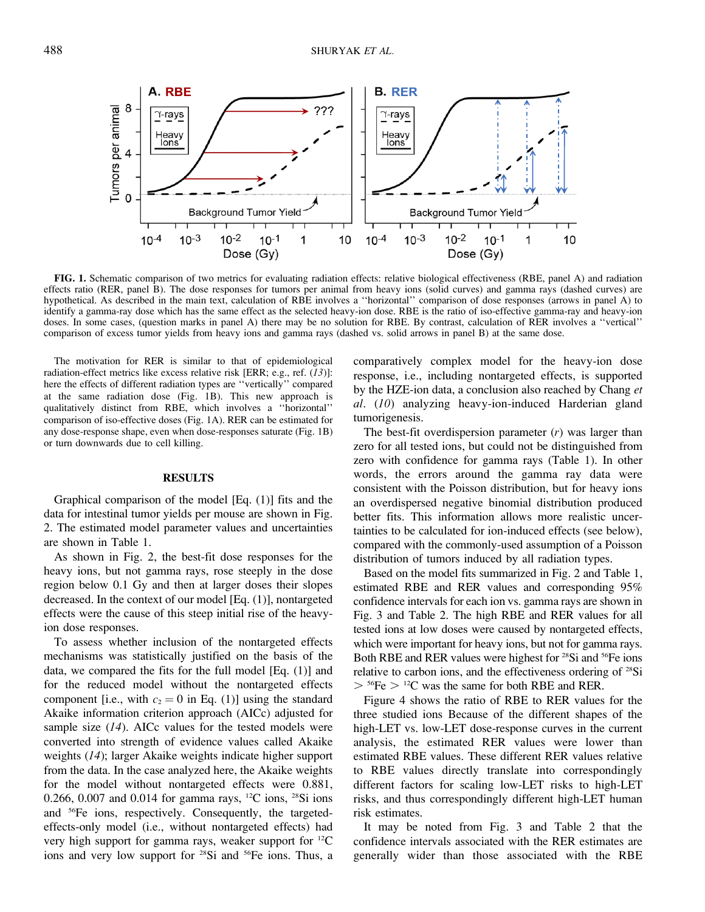**FIG. 1.** Schematic comparison of two metrics for evaluating radiation effects: relative biological effectiveness (RBE, panel A) and radiation effects ratio (RER, panel B). The dose responses for tumors per animal from heavy ions (solid curves) and gamma rays (dashed curves) are hypothetical. As described in the main text, calculation of RBE involves a ''horizontal'' comparison of dose responses (arrows in panel A) to identify a gamma-ray dose which has the same effect as the selected heavy-ion dose. RBE is the ratio of iso-effective gamma-ray and heavy-ion doses. In some cases, (question marks in panel A) there may be no solution for RBE. By contrast, calculation of RER involves a ''vertical'' comparison of excess tumor yields from heavy ions and gamma rays (dashed vs. solid arrows in panel B) at the same dose.

The motivation for RER is similar to that of epidemiological radiation-effect metrics like excess relative risk [ERR; e.g., ref. (*13*)]: here the effects of different radiation types are ''vertically'' compared at the same radiation dose (Fig. 1B). This new approach is qualitatively distinct from RBE, which involves a ''horizontal'' comparison of iso-effective doses (Fig. 1A). RER can be estimated for any dose-response shape, even when dose-responses saturate (Fig. 1B) or turn downwards due to cell killing.

## RESULTS

Graphical comparison of the model [Eq. (1)] fits and the data for intestinal tumor yields per mouse are shown in Fig. 2. The estimated model parameter values and uncertainties are shown in Table 1.

As shown in Fig. 2, the best-fit dose responses for the heavy ions, but not gamma rays, rose steeply in the dose region below 0.1 Gy and then at larger doses their slopes decreased. In the context of our model [Eq. (1)], nontargeted effects were the cause of this steep initial rise of the heavy-ion dose responses.

To assess whether inclusion of the nontargeted effects mechanisms was statistically justified on the basis of the data, we compared the fits for the full model [Eq. (1)] and for the reduced model without the nontargeted effects component [i.e., with $c_2 = 0$ in Eq. (1)] using the standard Akaike information criterion approach (AICc) adjusted for sample size (*14*). AICc values for the tested models were converted into strength of evidence values called Akaike weights (*14*); larger Akaike weights indicate higher support from the data. In the case analyzed here, the Akaike weights for the model without nontargeted effects were 0.881, 0.266, 0.007 and 0.014 for gamma rays, $^{12}$C ions, $^{28}$Si ions and $^{56}$Fe ions, respectively. Consequently, the targeted-effects-only model (i.e., without nontargeted effects) had very high support for gamma rays, weaker support for $^{12}$C ions and very low support for $^{28}$Si and $^{56}$Fe ions. Thus, a comparatively complex model for the heavy-ion dose response, i.e., including nontargeted effects, is supported by the HZE-ion data, a conclusion also reached by Chang *et al*. (*10*) analyzing heavy-ion-induced Harderian gland tumorigenesis.

The best-fit overdispersion parameter ($r$) was larger than zero for all tested ions, but could not be distinguished from zero with confidence for gamma rays (Table 1). In other words, the errors around the gamma ray data were consistent with the Poisson distribution, but for heavy ions an overdispersed negative binomial distribution produced better fits. This information allows more realistic uncertainties to be calculated for ion-induced effects (see below), compared with the commonly-used assumption of a Poisson distribution of tumors induced by all radiation types.

Based on the model fits summarized in Fig. 2 and Table 1, estimated RBE and RER values and corresponding 95% confidence intervals for each ion vs. gamma rays are shown in Fig. 3 and Table 2. The high RBE and RER values for all tested ions at low doses were caused by nontargeted effects, which were important for heavy ions, but not for gamma rays. Both RBE and RER values were highest for $^{28}$Si and $^{56}$Fe ions relative to carbon ions, and the effectiveness ordering of $^{28}$Si $>$ $^{56}$Fe $>$ $^{12}$C was the same for both RBE and RER.

Figure 4 shows the ratio of RBE to RER values for the three studied ions Because of the different shapes of the high-LET vs. low-LET dose-response curves in the current analysis, the estimated RER values were lower than estimated RBE values. These different RER values relative to RBE values directly translate into correspondingly different factors for scaling low-LET risks to high-LET risks, and thus correspondingly different high-LET human risk estimates.

It may be noted from Fig. 3 and Table 2 that the confidence intervals associated with the RER estimates are generally wider than those associated with the RBE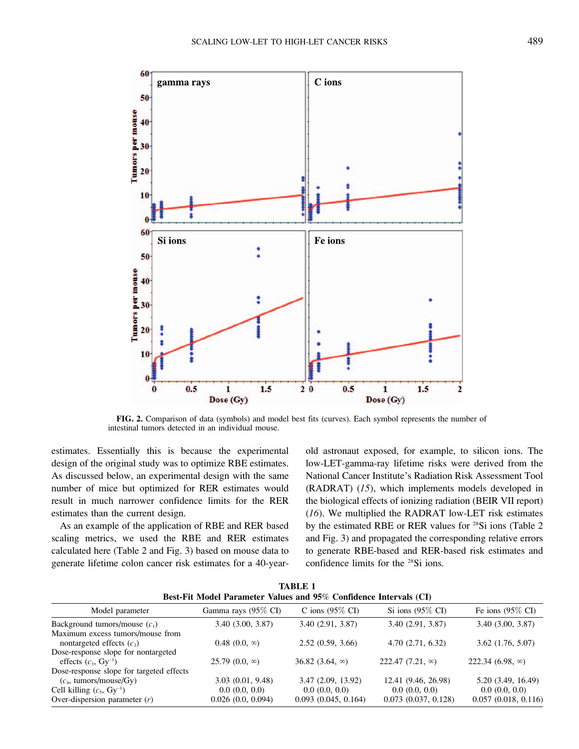FIG. 2. Comparison of data (symbols) and model best fits (curves). Each symbol represents the number of intestinal tumors detected in an individual mouse.

estimates. Essentially this is because the experimental design of the original study was to optimize RBE estimates. As discussed below, an experimental design with the same number of mice but optimized for RER estimates would result in much narrower confidence limits for the RER estimates than the current design.

As an example of the application of RBE and RER based scaling metrics, we used the RBE and RER estimates calculated here (Table 2 and Fig. 3) based on mouse data to generate lifetime colon cancer risk estimates for a 40-year-old astronaut exposed, for example, to silicon ions. The low-LET-gamma-ray lifetime risks were derived from the National Cancer Institute's Radiation Risk Assessment Tool (RADRAT) (*15*), which implements models developed in the biological effects of ionizing radiation (BEIR VII report) (*16*). We multiplied the RADRAT low-LET risk estimates by the estimated RBE or RER values for $^{28}$Si ions (Table 2 and Fig. 3) and propagated the corresponding relative errors to generate RBE-based and RER-based risk estimates and confidence limits for the $^{28}$Si ions.

**TABLE 1**
**Best-Fit Model Parameter Values and 95% Confidence Intervals (CI)**

| Model parameter | Gamma rays (95% CI) | C ions (95% CI) | Si ions (95% CI) | Fe ions (95% CI) |
|---|---|---|---|---|
| Background tumors/mouse ($c_1$) | 3.40 (3.00, 3.87) | 3.40 (2.91, 3.87) | 3.40 (2.91, 3.87) | 3.40 (3.00, 3.87) |
| Maximum excess tumors/mouse from nontargeted effects ($c_2$) | 0.48 (0.0, ∞) | 2.52 (0.59, 3.66) | 4.70 (2.71, 6.32) | 3.62 (1.76, 5.07) |
| Dose-response slope for nontargeted effects ($c_3$, Gy$^{-1}$) | 25.79 (0.0, ∞) | 36.82 (3.64, ∞) | 222.47 (7.21, ∞) | 222.34 (6.98, ∞) |
| Dose-response slope for targeted effects ($c_4$, tumors/mouse/Gy) | 3.03 (0.01, 9.48) | 3.47 (2.09, 13.92) | 12.41 (9.46, 26.98) | 5.20 (3.49, 16.49) |
| Cell killing ($c_5$, Gy$^{-1}$) | 0.0 (0.0, 0.0) | 0.0 (0.0, 0.0) | 0.0 (0.0, 0.0) | 0.0 (0.0, 0.0) |
| Over-dispersion parameter ($r$) | 0.026 (0.0, 0.094) | 0.093 (0.045, 0.164) | 0.073 (0.037, 0.128) | 0.057 (0.018, 0.116) |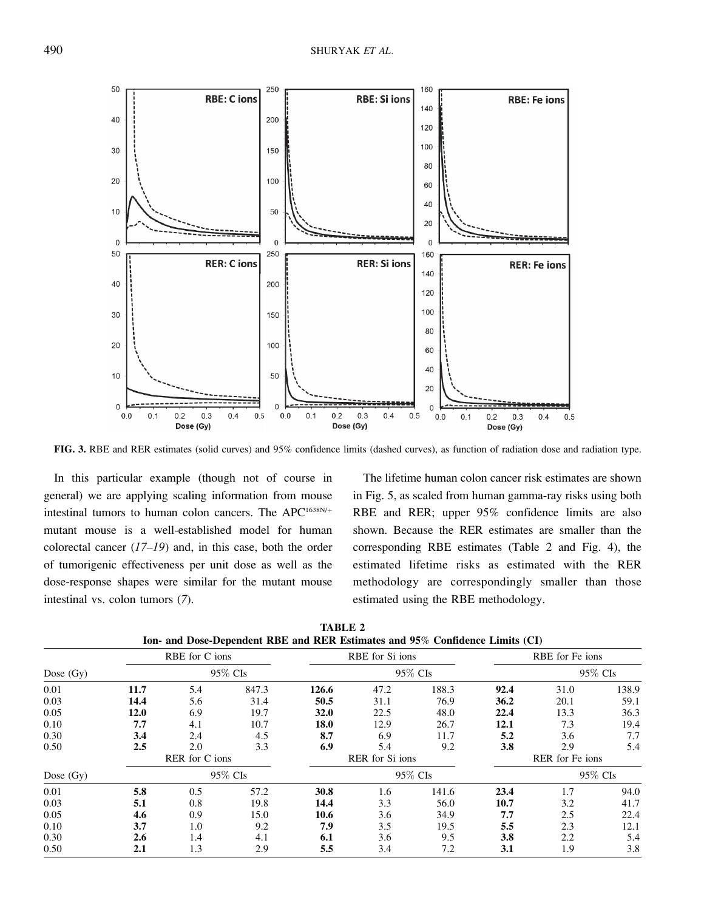FIG. 3. RBE and RER estimates (solid curves) and 95% confidence limits (dashed curves), as function of radiation dose and radiation type.

In this particular example (though not of course in general) we are applying scaling information from mouse intestinal tumors to human colon cancers. The $APC^{1638N/+}$ mutant mouse is a well-established model for human colorectal cancer (*17–19*) and, in this case, both the order of tumorigenic effectiveness per unit dose as well as the dose-response shapes were similar for the mutant mouse intestinal vs. colon tumors (*7*).

The lifetime human colon cancer risk estimates are shown in Fig. 5, as scaled from human gamma-ray risks using both RBE and RER; upper 95% confidence limits are also shown. Because the RER estimates are smaller than the corresponding RBE estimates (Table 2 and Fig. 4), the estimated lifetime risks as estimated with the RER methodology are correspondingly smaller than those estimated using the RBE methodology.

**TABLE 2**
**Ion- and Dose-Dependent RBE and RER Estimates and 95% Confidence Limits (CI)**

| | RBE for C ions | | | RBE for Si ions | | | RBE for Fe ions | | |
|---|---|---|---|---|---|---|---|---|---|
| Dose (Gy) | | 95% CIs | | | 95% CIs | | | 95% CIs | |
| 0.01 | **11.7** | 5.4 | 847.3 | **126.6** | 47.2 | 188.3 | **92.4** | 31.0 | 138.9 |
| 0.03 | **14.4** | 5.6 | 31.4 | **50.5** | 31.1 | 76.9 | **36.2** | 20.1 | 59.1 |
| 0.05 | **12.0** | 6.9 | 19.7 | **32.0** | 22.5 | 48.0 | **22.4** | 13.3 | 36.3 |
| 0.10 | **7.7** | 4.1 | 10.7 | **18.0** | 12.9 | 26.7 | **12.1** | 7.3 | 19.4 |
| 0.30 | **3.4** | 2.4 | 4.5 | **8.7** | 6.9 | 11.7 | **5.2** | 3.6 | 7.7 |
| 0.50 | **2.5** | 2.0 | 3.3 | **6.9** | 5.4 | 9.2 | **3.8** | 2.9 | 5.4 |
| | RER for C ions | | | RER for Si ions | | | RER for Fe ions | | |
| Dose (Gy) | | 95% CIs | | | 95% CIs | | | 95% CIs | |
| 0.01 | **5.8** | 0.5 | 57.2 | **30.8** | 1.6 | 141.6 | **23.4** | 1.7 | 94.0 |
| 0.03 | **5.1** | 0.8 | 19.8 | **14.4** | 3.3 | 56.0 | **10.7** | 3.2 | 41.7 |
| 0.05 | **4.6** | 0.9 | 15.0 | **10.6** | 3.6 | 34.9 | **7.7** | 2.5 | 22.4 |
| 0.10 | **3.7** | 1.0 | 9.2 | **7.9** | 3.5 | 19.5 | **5.5** | 2.3 | 12.1 |
| 0.30 | **2.6** | 1.4 | 4.1 | **6.1** | 3.6 | 9.5 | **3.8** | 2.2 | 5.4 |
| 0.50 | **2.1** | 1.3 | 2.9 | **5.5** | 3.4 | 7.2 | **3.1** | 1.9 | 3.8 |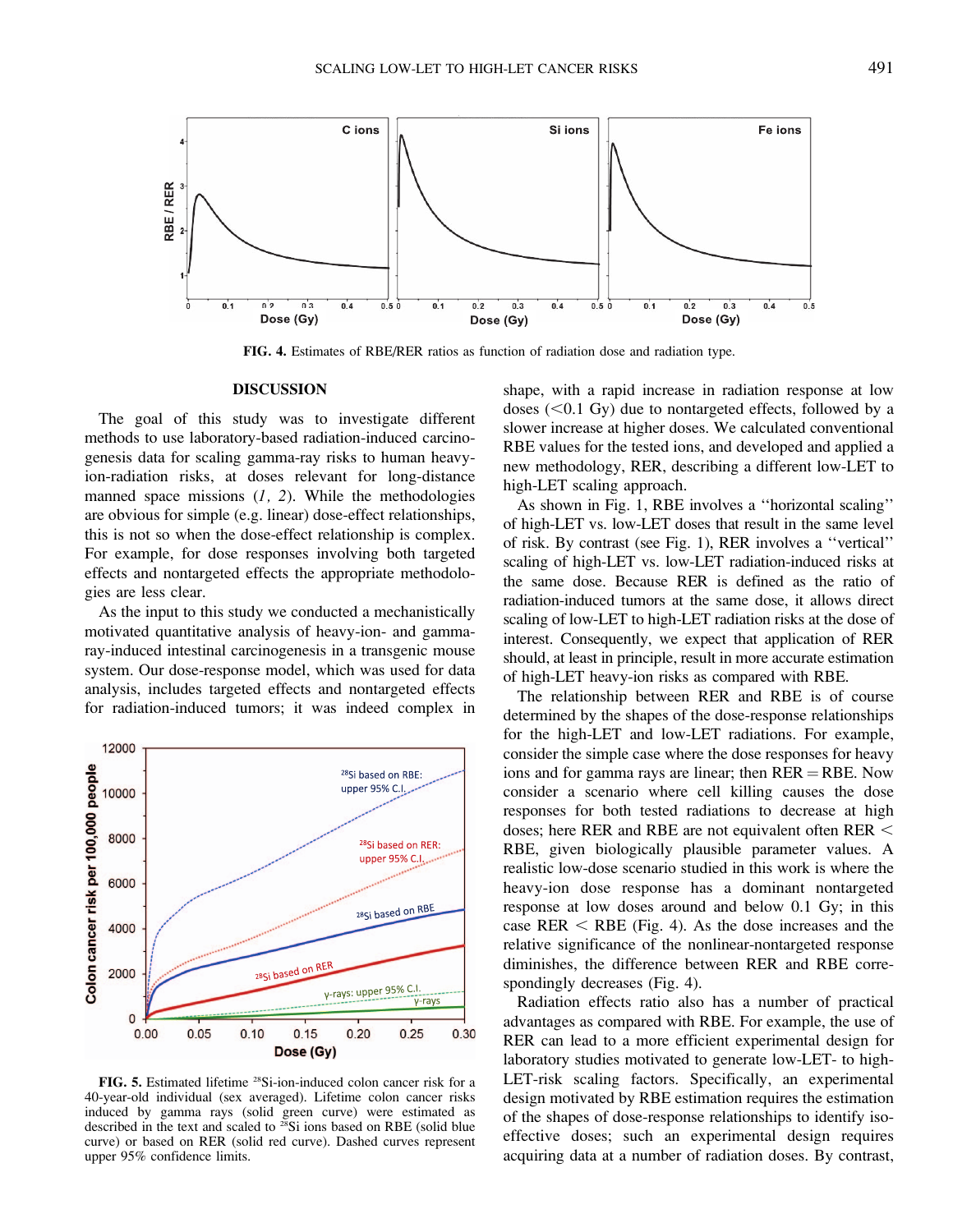FIG. 4. Estimates of RBE/RER ratios as function of radiation dose and radiation type.

## DISCUSSION

The goal of this study was to investigate different methods to use laboratory-based radiation-induced carcinogenesis data for scaling gamma-ray risks to human heavy-ion-radiation risks, at doses relevant for long-distance manned space missions (*1, 2*). While the methodologies are obvious for simple (e.g. linear) dose-effect relationships, this is not so when the dose-effect relationship is complex. For example, for dose responses involving both targeted effects and nontargeted effects the appropriate methodologies are less clear.

As the input to this study we conducted a mechanistically motivated quantitative analysis of heavy-ion- and gamma-ray-induced intestinal carcinogenesis in a transgenic mouse system. Our dose-response model, which was used for data analysis, includes targeted effects and nontargeted effects for radiation-induced tumors; it was indeed complex in shape, with a rapid increase in radiation response at low doses (<0.1 Gy) due to nontargeted effects, followed by a slower increase at higher doses. We calculated conventional RBE values for the tested ions, and developed and applied a new methodology, RER, describing a different low-LET to high-LET scaling approach.

As shown in Fig. 1, RBE involves a ''horizontal scaling'' of high-LET vs. low-LET doses that result in the same level of risk. By contrast (see Fig. 1), RER involves a ''vertical'' scaling of high-LET vs. low-LET radiation-induced risks at the same dose. Because RER is defined as the ratio of radiation-induced tumors at the same dose, it allows direct scaling of low-LET to high-LET radiation risks at the dose of interest. Consequently, we expect that application of RER should, at least in principle, result in more accurate estimation of high-LET heavy-ion risks as compared with RBE.

The relationship between RER and RBE is of course determined by the shapes of the dose-response relationships for the high-LET and low-LET radiations. For example, consider the simple case where the dose responses for heavy ions and for gamma rays are linear; then RER = RBE. Now consider a scenario where cell killing causes the dose responses for both tested radiations to decrease at high doses; here RER and RBE are not equivalent often RER < RBE, given biologically plausible parameter values. A realistic low-dose scenario studied in this work is where the heavy-ion dose response has a dominant nontargeted response at low doses around and below 0.1 Gy; in this case RER < RBE (Fig. 4). As the dose increases and the relative significance of the nonlinear-nontargeted response diminishes, the difference between RER and RBE correspondingly decreases (Fig. 4).

Radiation effects ratio also has a number of practical advantages as compared with RBE. For example, the use of RER can lead to a more efficient experimental design for laboratory studies motivated to generate low-LET- to high-LET-risk scaling factors. Specifically, an experimental design motivated by RBE estimation requires the estimation of the shapes of dose-response relationships to identify iso-effective doses; such an experimental design requires acquiring data at a number of radiation doses. By contrast,

FIG. 5. Estimated lifetime $^{28}$Si-ion-induced colon cancer risk for a 40-year-old individual (sex averaged). Lifetime colon cancer risks induced by gamma rays (solid green curve) were estimated as described in the text and scaled to $^{28}$Si ions based on RBE (solid blue curve) or based on RER (solid red curve). Dashed curves represent upper 95% confidence limits.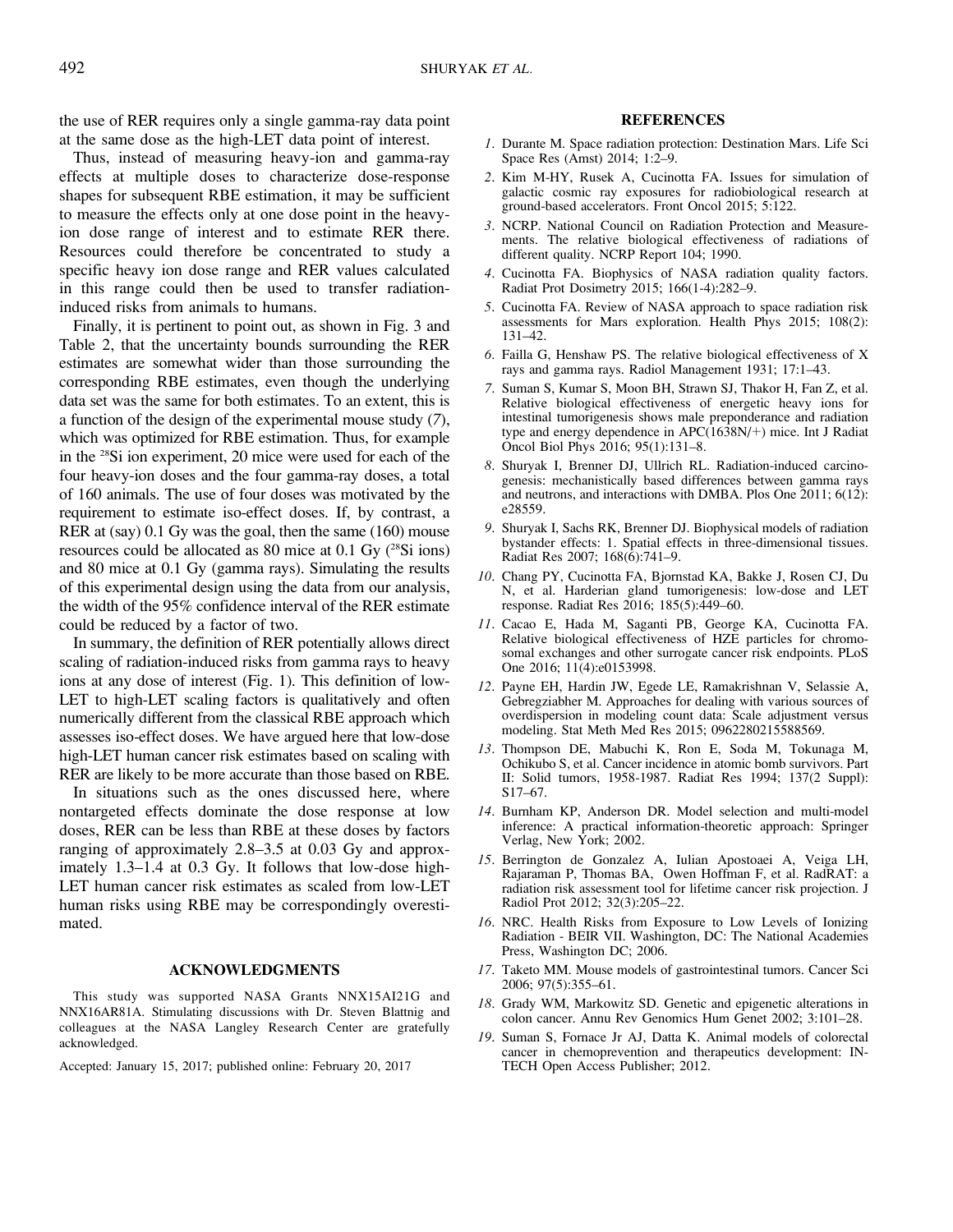the use of RER requires only a single gamma-ray data point at the same dose as the high-LET data point of interest.

Thus, instead of measuring heavy-ion and gamma-ray effects at multiple doses to characterize dose-response shapes for subsequent RBE estimation, it may be sufficient to measure the effects only at one dose point in the heavy-ion dose range of interest and to estimate RER there. Resources could therefore be concentrated to study a specific heavy ion dose range and RER values calculated in this range could then be used to transfer radiation-induced risks from animals to humans.

Finally, it is pertinent to point out, as shown in Fig. 3 and Table 2, that the uncertainty bounds surrounding the RER estimates are somewhat wider than those surrounding the corresponding RBE estimates, even though the underlying data set was the same for both estimates. To an extent, this is a function of the design of the experimental mouse study (*7*), which was optimized for RBE estimation. Thus, for example in the $^{28}$Si ion experiment, 20 mice were used for each of the four heavy-ion doses and the four gamma-ray doses, a total of 160 animals. The use of four doses was motivated by the requirement to estimate iso-effect doses. If, by contrast, a RER at (say) 0.1 Gy was the goal, then the same (160) mouse resources could be allocated as 80 mice at 0.1 Gy ($^{28}$Si ions) and 80 mice at 0.1 Gy (gamma rays). Simulating the results of this experimental design using the data from our analysis, the width of the 95% confidence interval of the RER estimate could be reduced by a factor of two.

In summary, the definition of RER potentially allows direct scaling of radiation-induced risks from gamma rays to heavy ions at any dose of interest (Fig. 1). This definition of low-LET to high-LET scaling factors is qualitatively and often numerically different from the classical RBE approach which assesses iso-effect doses. We have argued here that low-dose high-LET human cancer risk estimates based on scaling with RER are likely to be more accurate than those based on RBE.

In situations such as the ones discussed here, where nontargeted effects dominate the dose response at low doses, RER can be less than RBE at these doses by factors ranging of approximately 2.8–3.5 at 0.03 Gy and approximately 1.3–1.4 at 0.3 Gy. It follows that low-dose high-LET human cancer risk estimates as scaled from low-LET human risks using RBE may be correspondingly overestimated.

## ACKNOWLEDGMENTS

This study was supported NASA Grants NNX15AI21G and NNX16AR81A. Stimulating discussions with Dr. Steven Blattnig and colleagues at the NASA Langley Research Center are gratefully acknowledged.

Accepted: January 15, 2017; published online: February 20, 2017

## REFERENCES

1. Durante M. Space radiation protection: Destination Mars. Life Sci Space Res (Amst) 2014; 1:2–9.
2. Kim M-HY, Rusek A, Cucinotta FA. Issues for simulation of galactic cosmic ray exposures for radiobiological research at ground-based accelerators. Front Oncol 2015; 5:122.
3. NCRP. National Council on Radiation Protection and Measurements. The relative biological effectiveness of radiations of different quality. NCRP Report 104; 1990.
4. Cucinotta FA. Biophysics of NASA radiation quality factors. Radiat Prot Dosimetry 2015; 166(1-4):282–9.
5. Cucinotta FA. Review of NASA approach to space radiation risk assessments for Mars exploration. Health Phys 2015; 108(2): 131–42.
6. Failla G, Henshaw PS. The relative biological effectiveness of X rays and gamma rays. Radiol Management 1931; 17:1–43.
7. Suman S, Kumar S, Moon BH, Strawn SJ, Thakor H, Fan Z, et al. Relative biological effectiveness of energetic heavy ions for intestinal tumorigenesis shows male preponderance and radiation type and energy dependence in APC(1638N/+) mice. Int J Radiat Oncol Biol Phys 2016; 95(1):131–8.
8. Shuryak I, Brenner DJ, Ullrich RL. Radiation-induced carcinogenesis: mechanistically based differences between gamma rays and neutrons, and interactions with DMBA. Plos One 2011; 6(12): e28559.
9. Shuryak I, Sachs RK, Brenner DJ. Biophysical models of radiation bystander effects: 1. Spatial effects in three-dimensional tissues. Radiat Res 2007; 168(6):741–9.
10. Chang PY, Cucinotta FA, Bjornstad KA, Bakke J, Rosen CJ, Du N, et al. Harderian gland tumorigenesis: low-dose and LET response. Radiat Res 2016; 185(5):449–60.
11. Cacao E, Hada M, Saganti PB, George KA, Cucinotta FA. Relative biological effectiveness of HZE particles for chromosomal exchanges and other surrogate cancer risk endpoints. PLoS One 2016; 11(4):e0153998.
12. Payne EH, Hardin JW, Egede LE, Ramakrishnan V, Selassie A, Gebregziabher M. Approaches for dealing with various sources of overdispersion in modeling count data: Scale adjustment versus modeling. Stat Meth Med Res 2015; 0962280215588569.
13. Thompson DE, Mabuchi K, Ron E, Soda M, Tokunaga M, Ochikubo S, et al. Cancer incidence in atomic bomb survivors. Part II: Solid tumors, 1958-1987. Radiat Res 1994; 137(2 Suppl): S17–67.
14. Burnham KP, Anderson DR. Model selection and multi-model inference: A practical information-theoretic approach: Springer Verlag, New York; 2002.
15. Berrington de Gonzalez A, Iulian Apostoaei A, Veiga LH, Rajaraman P, Thomas BA, Owen Hoffman F, et al. RadRAT: a radiation risk assessment tool for lifetime cancer risk projection. J Radiol Prot 2012; 32(3):205–22.
16. NRC. Health Risks from Exposure to Low Levels of Ionizing Radiation - BEIR VII. Washington, DC: The National Academies Press, Washington DC; 2006.
17. Taketo MM. Mouse models of gastrointestinal tumors. Cancer Sci 2006; 97(5):355–61.
18. Grady WM, Markowitz SD. Genetic and epigenetic alterations in colon cancer. Annu Rev Genomics Hum Genet 2002; 3:101–28.
19. Suman S, Fornace Jr AJ, Datta K. Animal models of colorectal cancer in chemoprevention and therapeutics development: IN-TECH Open Access Publisher; 2012.